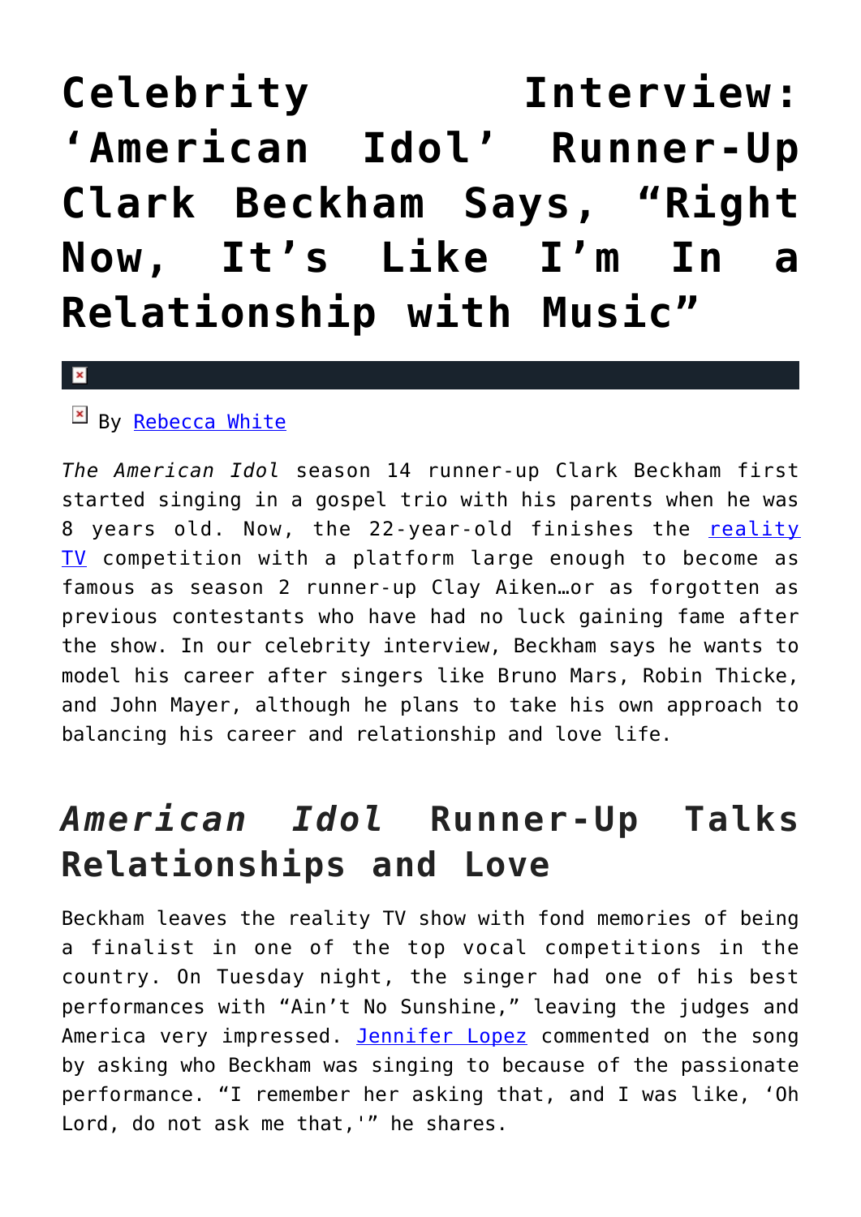# Celebrity Interview: 'American Idol' Runner-Up Clark Beckham Says, "Right Now, It's Like I'm In a Relationship with Music"

By Rebecca White

*The American Idol* season 14 runner-up Clark Beckham first started singing in a gospel trio with his parents when he was 8 years old. Now, the 22-year-old finishes the reality TV competition with a platform large enough to become as famous as season 2 runner-up Clay Aiken…or as forgotten as previous contestants who have had no luck gaining fame after the show. In our celebrity interview, Beckham says he wants to model his career after singers like Bruno Mars, Robin Thicke, and John Mayer, although he plans to take his own approach to balancing his career and relationship and love life.

## *American Idol* Runner-Up Talks Relationships and Love

Beckham leaves the reality TV show with fond memories of being a finalist in one of the top vocal competitions in the country. On Tuesday night, the singer had one of his best performances with "Ain't No Sunshine," leaving the judges and America very impressed. Jennifer Lopez commented on the song by asking who Beckham was singing to because of the passionate performance. "I remember her asking that, and I was like, 'Oh Lord, do not ask me that,'" he shares.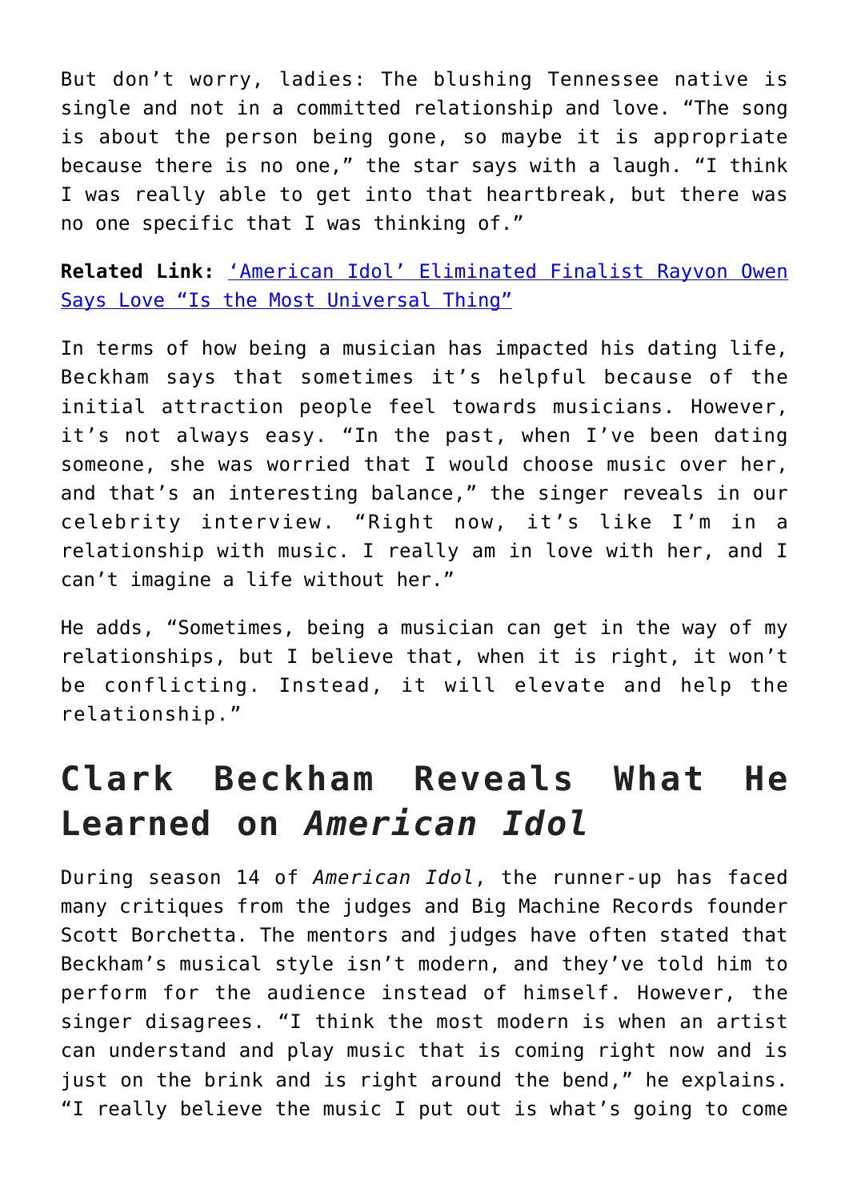But don't worry, ladies: The blushing Tennessee native is single and not in a committed relationship and love. "The song is about the person being gone, so maybe it is appropriate because there is no one," the star says with a laugh. "I think I was really able to get into that heartbreak, but there was no one specific that I was thinking of."

**Related Link:** ['American Idol' Eliminated Finalist Rayvon Owen Says Love "Is the Most Universal Thing"]()

In terms of how being a musician has impacted his dating life, Beckham says that sometimes it's helpful because of the initial attraction people feel towards musicians. However, it's not always easy. "In the past, when I've been dating someone, she was worried that I would choose music over her, and that's an interesting balance," the singer reveals in our celebrity interview. "Right now, it's like I'm in a relationship with music. I really am in love with her, and I can't imagine a life without her."

He adds, "Sometimes, being a musician can get in the way of my relationships, but I believe that, when it is right, it won't be conflicting. Instead, it will elevate and help the relationship."

## Clark Beckham Reveals What He Learned on *American Idol*

During season 14 of *American Idol*, the runner-up has faced many critiques from the judges and Big Machine Records founder Scott Borchetta. The mentors and judges have often stated that Beckham's musical style isn't modern, and they've told him to perform for the audience instead of himself. However, the singer disagrees. "I think the most modern is when an artist can understand and play music that is coming right now and is just on the brink and is right around the bend," he explains. "I really believe the music I put out is what's going to come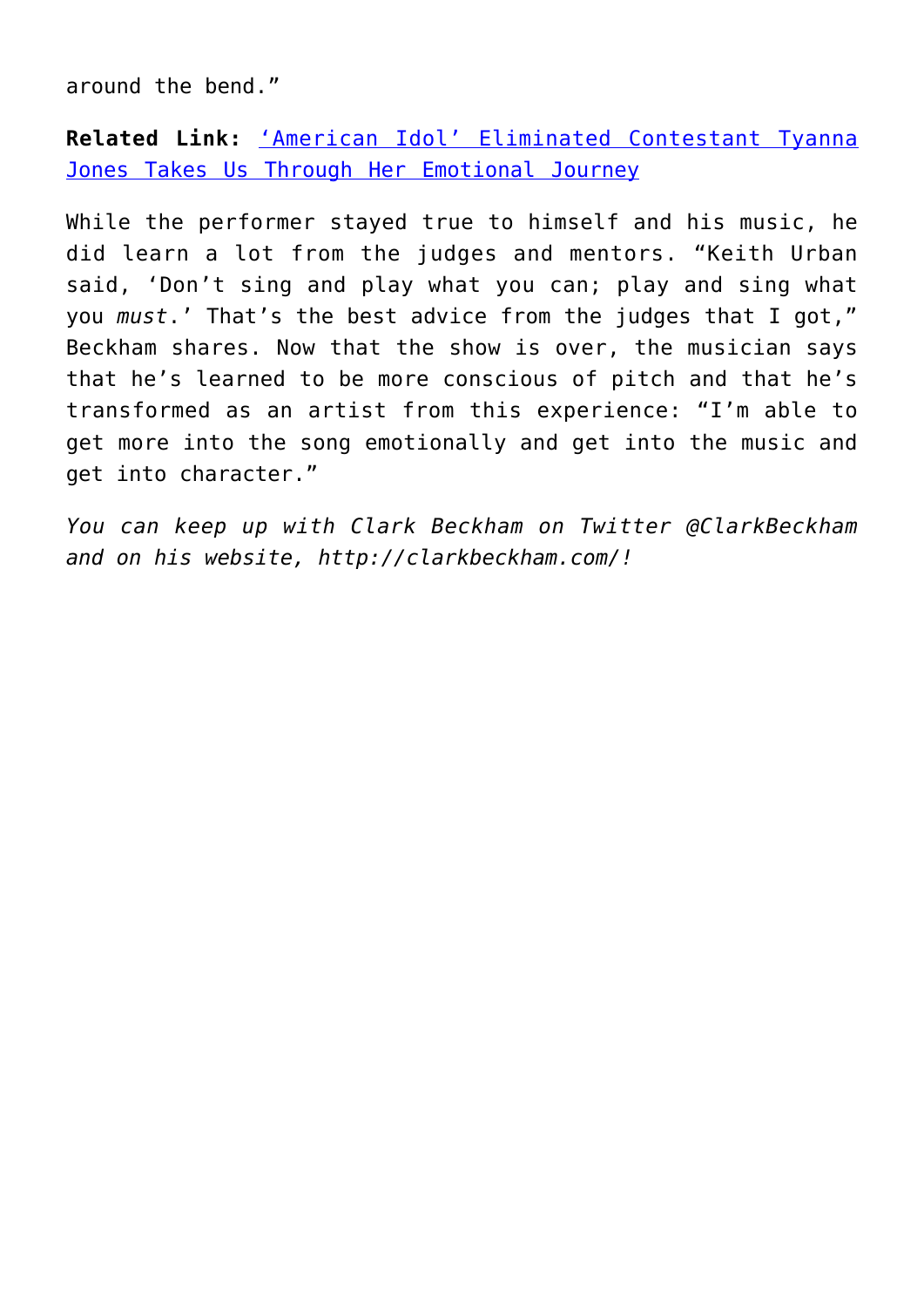around the bend."

**Related Link:** ['American Idol' Eliminated Contestant Tyanna Jones Takes Us Through Her Emotional Journey]

While the performer stayed true to himself and his music, he did learn a lot from the judges and mentors. "Keith Urban said, 'Don't sing and play what you can; play and sing what you *must*.' That's the best advice from the judges that I got," Beckham shares. Now that the show is over, the musician says that he's learned to be more conscious of pitch and that he's transformed as an artist from this experience: "I'm able to get more into the song emotionally and get into the music and get into character."

*You can keep up with Clark Beckham on Twitter @ClarkBeckham and on his website, http://clarkbeckham.com/!*